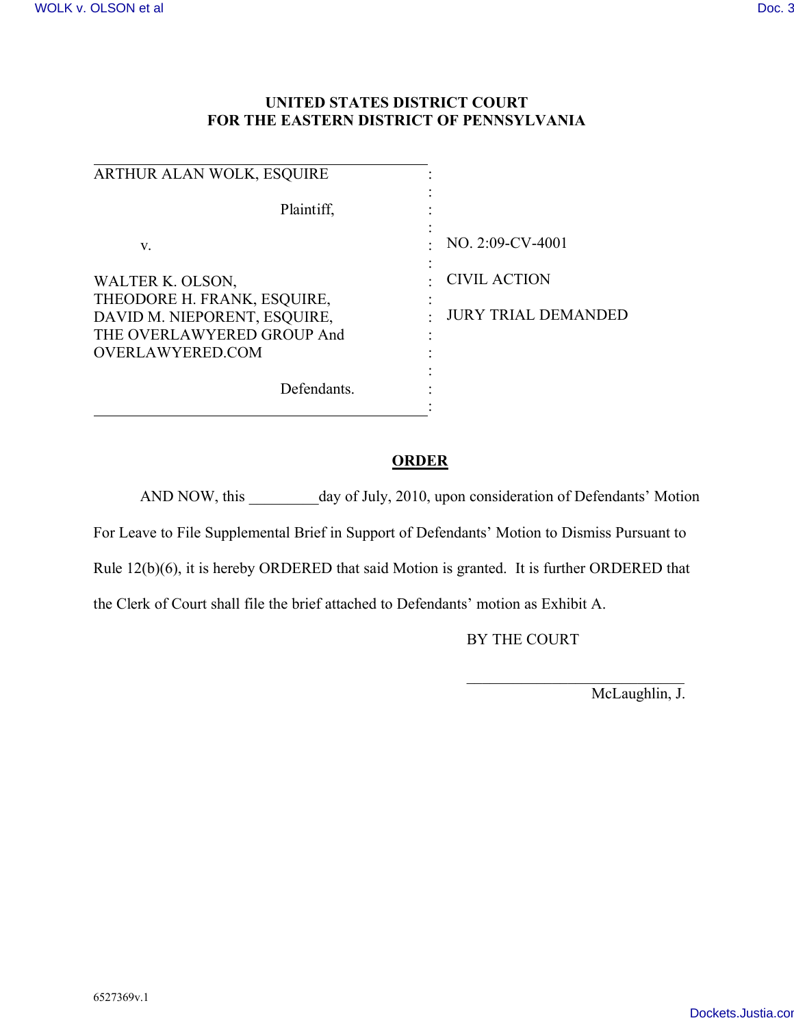**UNITED STATES DISTRICT COURT**
**FOR THE EASTERN DISTRICT OF PENNSYLVANIA**

| | | |
|---|---|---|
| ARTHUR ALAN WOLK, ESQUIRE | : | |
| Plaintiff, | : | |
| v. | : | NO. 2:09-CV-4001 |
| WALTER K. OLSON, THEODORE H. FRANK, ESQUIRE, DAVID M. NIEPORENT, ESQUIRE, THE OVERLAWYERED GROUP And OVERLAWYERED.COM | : | CIVIL ACTION |
| | : | JURY TRIAL DEMANDED |
| Defendants. | : | |

## ORDER

AND NOW, this _________day of July, 2010, upon consideration of Defendants' Motion For Leave to File Supplemental Brief in Support of Defendants' Motion to Dismiss Pursuant to Rule 12(b)(6), it is hereby ORDERED that said Motion is granted. It is further ORDERED that the Clerk of Court shall file the brief attached to Defendants' motion as Exhibit A.

BY THE COURT

_____________________________
McLaughlin, J.

6527369v.1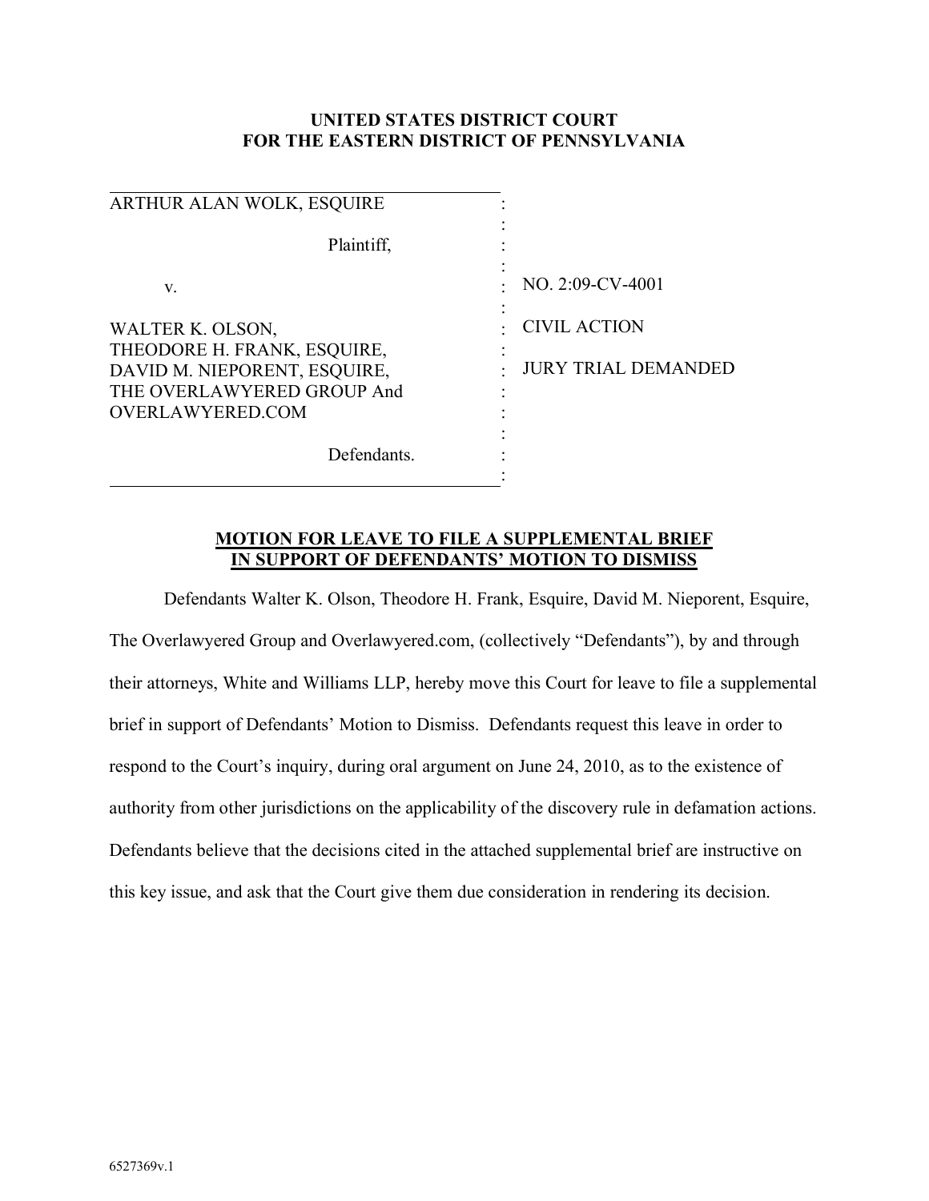**UNITED STATES DISTRICT COURT**
**FOR THE EASTERN DISTRICT OF PENNSYLVANIA**

| | | |
|---|---|---|
| ARTHUR ALAN WOLK, ESQUIRE<br><br>Plaintiff,<br><br>v.<br><br>WALTER K. OLSON,<br>THEODORE H. FRANK, ESQUIRE,<br>DAVID M. NIEPORENT, ESQUIRE,<br>THE OVERLAWYERED GROUP And<br>OVERLAWYERED.COM<br><br>Defendants. | : | NO. 2:09-CV-4001<br><br>CIVIL ACTION<br><br>JURY TRIAL DEMANDED |

**MOTION FOR LEAVE TO FILE A SUPPLEMENTAL BRIEF IN SUPPORT OF DEFENDANTS' MOTION TO DISMISS**

Defendants Walter K. Olson, Theodore H. Frank, Esquire, David M. Nieporent, Esquire, The Overlawyered Group and Overlawyered.com, (collectively "Defendants"), by and through their attorneys, White and Williams LLP, hereby move this Court for leave to file a supplemental brief in support of Defendants' Motion to Dismiss. Defendants request this leave in order to respond to the Court's inquiry, during oral argument on June 24, 2010, as to the existence of authority from other jurisdictions on the applicability of the discovery rule in defamation actions. Defendants believe that the decisions cited in the attached supplemental brief are instructive on this key issue, and ask that the Court give them due consideration in rendering its decision.

6527369v.1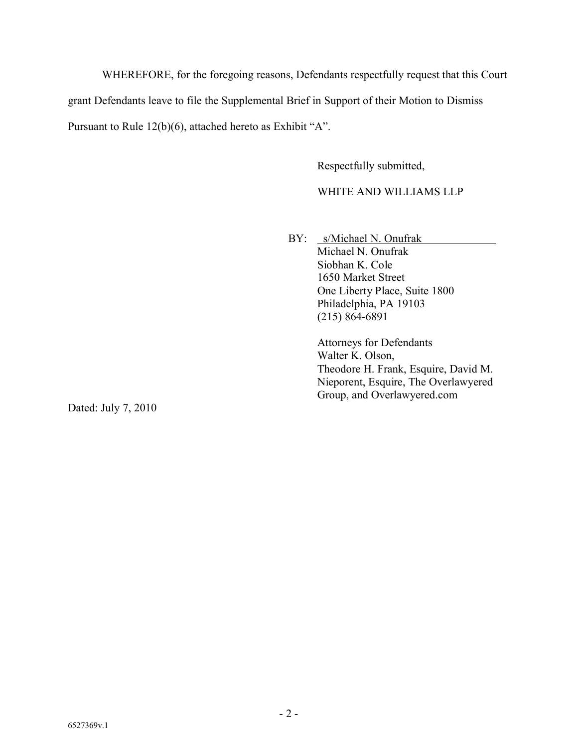WHEREFORE, for the foregoing reasons, Defendants respectfully request that this Court grant Defendants leave to file the Supplemental Brief in Support of their Motion to Dismiss Pursuant to Rule 12(b)(6), attached hereto as Exhibit "A".

Respectfully submitted,

WHITE AND WILLIAMS LLP

BY: s/Michael N. Onufrak
Michael N. Onufrak
Siobhan K. Cole
1650 Market Street
One Liberty Place, Suite 1800
Philadelphia, PA 19103
(215) 864-6891

Attorneys for Defendants
Walter K. Olson,
Theodore H. Frank, Esquire, David M. Nieporent, Esquire, The Overlawyered Group, and Overlawyered.com

Dated: July 7, 2010

6527369v.1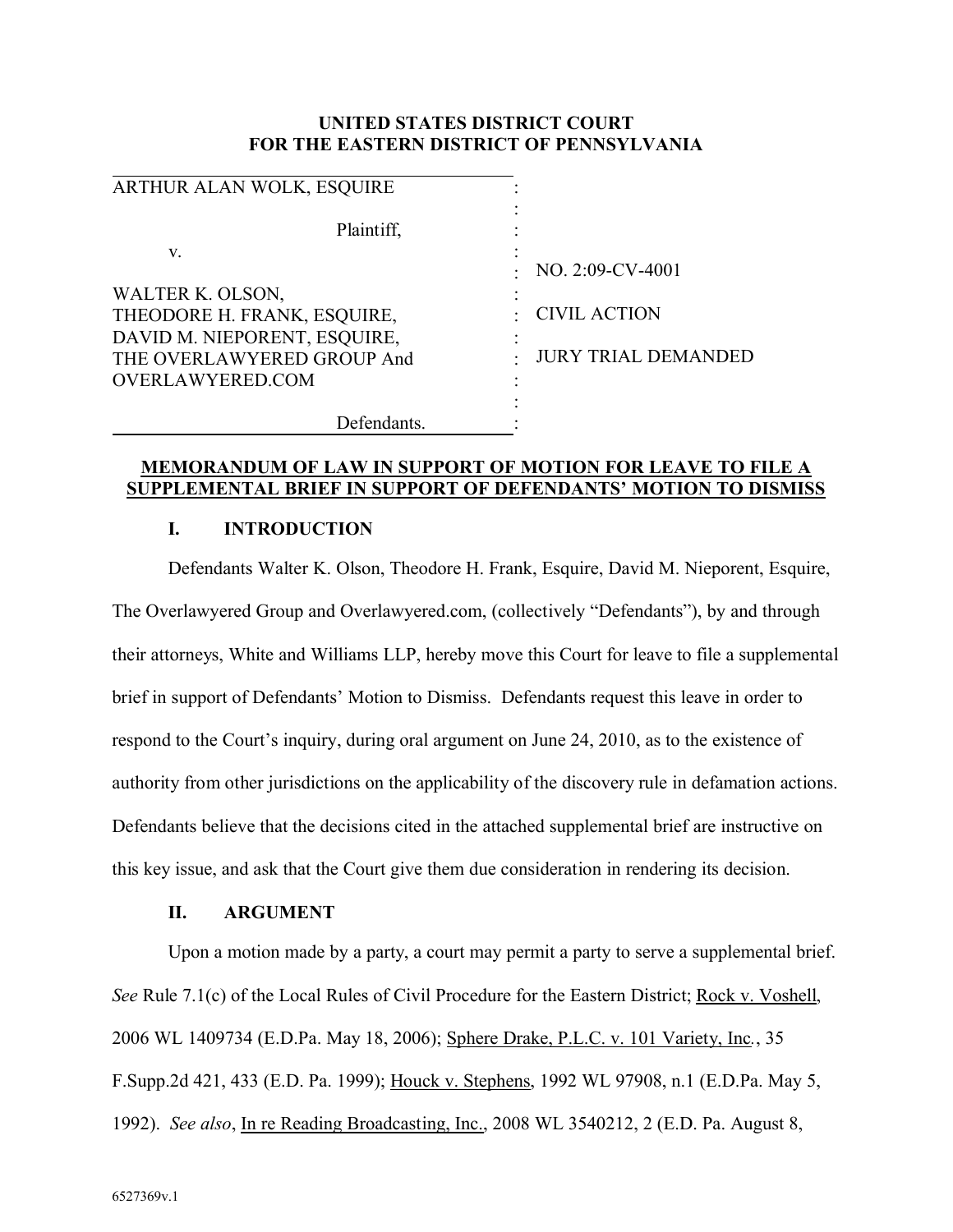**UNITED STATES DISTRICT COURT**
**FOR THE EASTERN DISTRICT OF PENNSYLVANIA**

| | | |
|---|---|---|
| ARTHUR ALAN WOLK, ESQUIRE<br><br>Plaintiff,<br><br>v.<br><br>WALTER K. OLSON,<br>THEODORE H. FRANK, ESQUIRE,<br>DAVID M. NIEPORENT, ESQUIRE,<br>THE OVERLAWYERED GROUP And<br>OVERLAWYERED.COM<br><br>Defendants. | : | NO. 2:09-CV-4001<br><br>CIVIL ACTION<br><br>JURY TRIAL DEMANDED |

**MEMORANDUM OF LAW IN SUPPORT OF MOTION FOR LEAVE TO FILE A SUPPLEMENTAL BRIEF IN SUPPORT OF DEFENDANTS' MOTION TO DISMISS**

## I. INTRODUCTION

Defendants Walter K. Olson, Theodore H. Frank, Esquire, David M. Nieporent, Esquire, The Overlawyered Group and Overlawyered.com, (collectively "Defendants"), by and through their attorneys, White and Williams LLP, hereby move this Court for leave to file a supplemental brief in support of Defendants' Motion to Dismiss. Defendants request this leave in order to respond to the Court's inquiry, during oral argument on June 24, 2010, as to the existence of authority from other jurisdictions on the applicability of the discovery rule in defamation actions. Defendants believe that the decisions cited in the attached supplemental brief are instructive on this key issue, and ask that the Court give them due consideration in rendering its decision.

## II. ARGUMENT

Upon a motion made by a party, a court may permit a party to serve a supplemental brief. *See* Rule 7.1(c) of the Local Rules of Civil Procedure for the Eastern District; Rock v. Voshell, 2006 WL 1409734 (E.D.Pa. May 18, 2006); Sphere Drake, P.L.C. v. 101 Variety, Inc., 35 F.Supp.2d 421, 433 (E.D. Pa. 1999); Houck v. Stephens, 1992 WL 97908, n.1 (E.D.Pa. May 5, 1992). *See also*, In re Reading Broadcasting, Inc., 2008 WL 3540212, 2 (E.D. Pa. August 8,

6527369v.1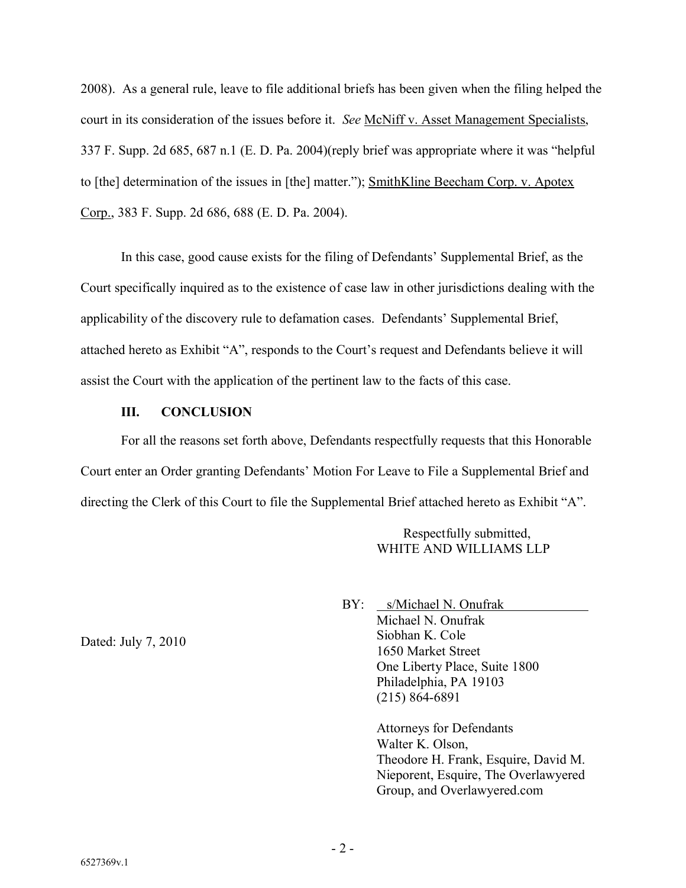2008). As a general rule, leave to file additional briefs has been given when the filing helped the court in its consideration of the issues before it. *See* McNiff v. Asset Management Specialists, 337 F. Supp. 2d 685, 687 n.1 (E. D. Pa. 2004)(reply brief was appropriate where it was "helpful to [the] determination of the issues in [the] matter."); SmithKline Beecham Corp. v. Apotex Corp., 383 F. Supp. 2d 686, 688 (E. D. Pa. 2004).

In this case, good cause exists for the filing of Defendants' Supplemental Brief, as the Court specifically inquired as to the existence of case law in other jurisdictions dealing with the applicability of the discovery rule to defamation cases. Defendants' Supplemental Brief, attached hereto as Exhibit "A", responds to the Court's request and Defendants believe it will assist the Court with the application of the pertinent law to the facts of this case.

## III. CONCLUSION

For all the reasons set forth above, Defendants respectfully requests that this Honorable Court enter an Order granting Defendants' Motion For Leave to File a Supplemental Brief and directing the Clerk of this Court to file the Supplemental Brief attached hereto as Exhibit "A".

Respectfully submitted,
WHITE AND WILLIAMS LLP

Dated: July 7, 2010

BY: s/Michael N. Onufrak
Michael N. Onufrak
Siobhan K. Cole
1650 Market Street
One Liberty Place, Suite 1800
Philadelphia, PA 19103
(215) 864-6891

Attorneys for Defendants
Walter K. Olson,
Theodore H. Frank, Esquire, David M. Nieporent, Esquire, The Overlawyered Group, and Overlawyered.com

6527369v.1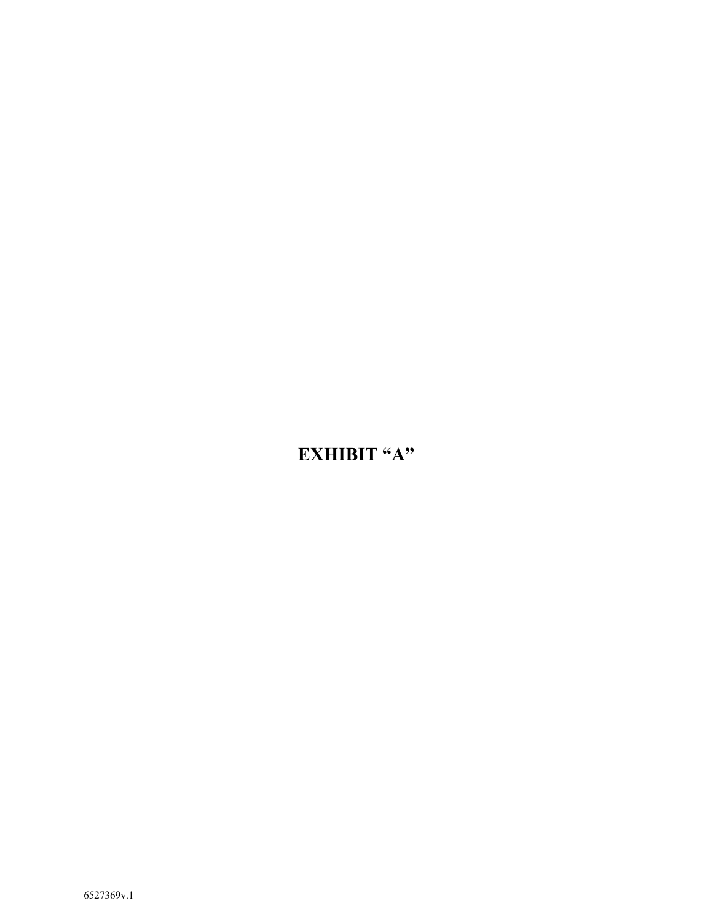# EXHIBIT “A”

6527369v.1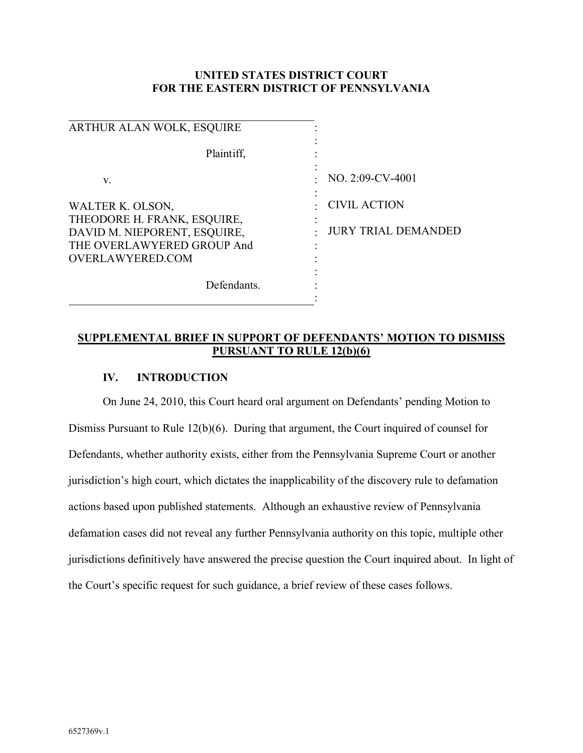**UNITED STATES DISTRICT COURT**
**FOR THE EASTERN DISTRICT OF PENNSYLVANIA**

| | | |
|---|---|---|
| ARTHUR ALAN WOLK, ESQUIRE<br><br>Plaintiff,<br><br>v.<br><br>WALTER K. OLSON,<br>THEODORE H. FRANK, ESQUIRE,<br>DAVID M. NIEPORENT, ESQUIRE,<br>THE OVERLAWYERED GROUP And<br>OVERLAWYERED.COM<br><br>Defendants. | : | NO. 2:09-CV-4001<br><br>CIVIL ACTION<br><br>JURY TRIAL DEMANDED |

**SUPPLEMENTAL BRIEF IN SUPPORT OF DEFENDANTS' MOTION TO DISMISS PURSUANT TO RULE 12(b)(6)**

## IV. INTRODUCTION

On June 24, 2010, this Court heard oral argument on Defendants' pending Motion to Dismiss Pursuant to Rule 12(b)(6). During that argument, the Court inquired of counsel for Defendants, whether authority exists, either from the Pennsylvania Supreme Court or another jurisdiction's high court, which dictates the inapplicability of the discovery rule to defamation actions based upon published statements. Although an exhaustive review of Pennsylvania defamation cases did not reveal any further Pennsylvania authority on this topic, multiple other jurisdictions definitively have answered the precise question the Court inquired about. In light of the Court's specific request for such guidance, a brief review of these cases follows.

6527369v.1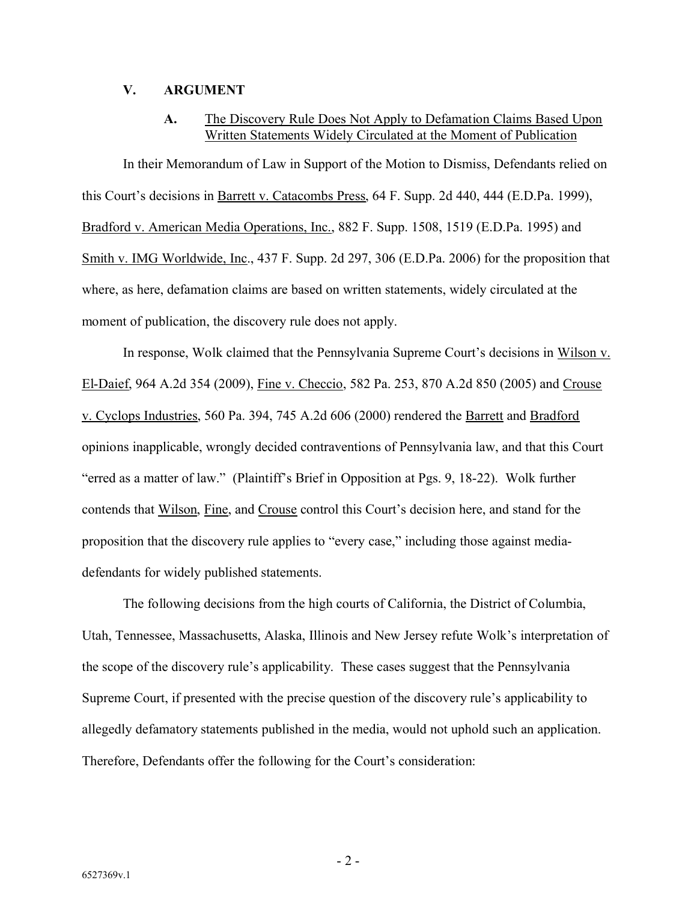## V. ARGUMENT

### A. The Discovery Rule Does Not Apply to Defamation Claims Based Upon Written Statements Widely Circulated at the Moment of Publication

In their Memorandum of Law in Support of the Motion to Dismiss, Defendants relied on this Court's decisions in Barrett v. Catacombs Press, 64 F. Supp. 2d 440, 444 (E.D.Pa. 1999), Bradford v. American Media Operations, Inc., 882 F. Supp. 1508, 1519 (E.D.Pa. 1995) and Smith v. IMG Worldwide, Inc., 437 F. Supp. 2d 297, 306 (E.D.Pa. 2006) for the proposition that where, as here, defamation claims are based on written statements, widely circulated at the moment of publication, the discovery rule does not apply.

In response, Wolk claimed that the Pennsylvania Supreme Court's decisions in Wilson v. El-Daief, 964 A.2d 354 (2009), Fine v. Checcio, 582 Pa. 253, 870 A.2d 850 (2005) and Crouse v. Cyclops Industries, 560 Pa. 394, 745 A.2d 606 (2000) rendered the Barrett and Bradford opinions inapplicable, wrongly decided contraventions of Pennsylvania law, and that this Court "erred as a matter of law." (Plaintiff's Brief in Opposition at Pgs. 9, 18-22). Wolk further contends that Wilson, Fine, and Crouse control this Court's decision here, and stand for the proposition that the discovery rule applies to "every case," including those against media-defendants for widely published statements.

The following decisions from the high courts of California, the District of Columbia, Utah, Tennessee, Massachusetts, Alaska, Illinois and New Jersey refute Wolk's interpretation of the scope of the discovery rule's applicability. These cases suggest that the Pennsylvania Supreme Court, if presented with the precise question of the discovery rule's applicability to allegedly defamatory statements published in the media, would not uphold such an application. Therefore, Defendants offer the following for the Court's consideration: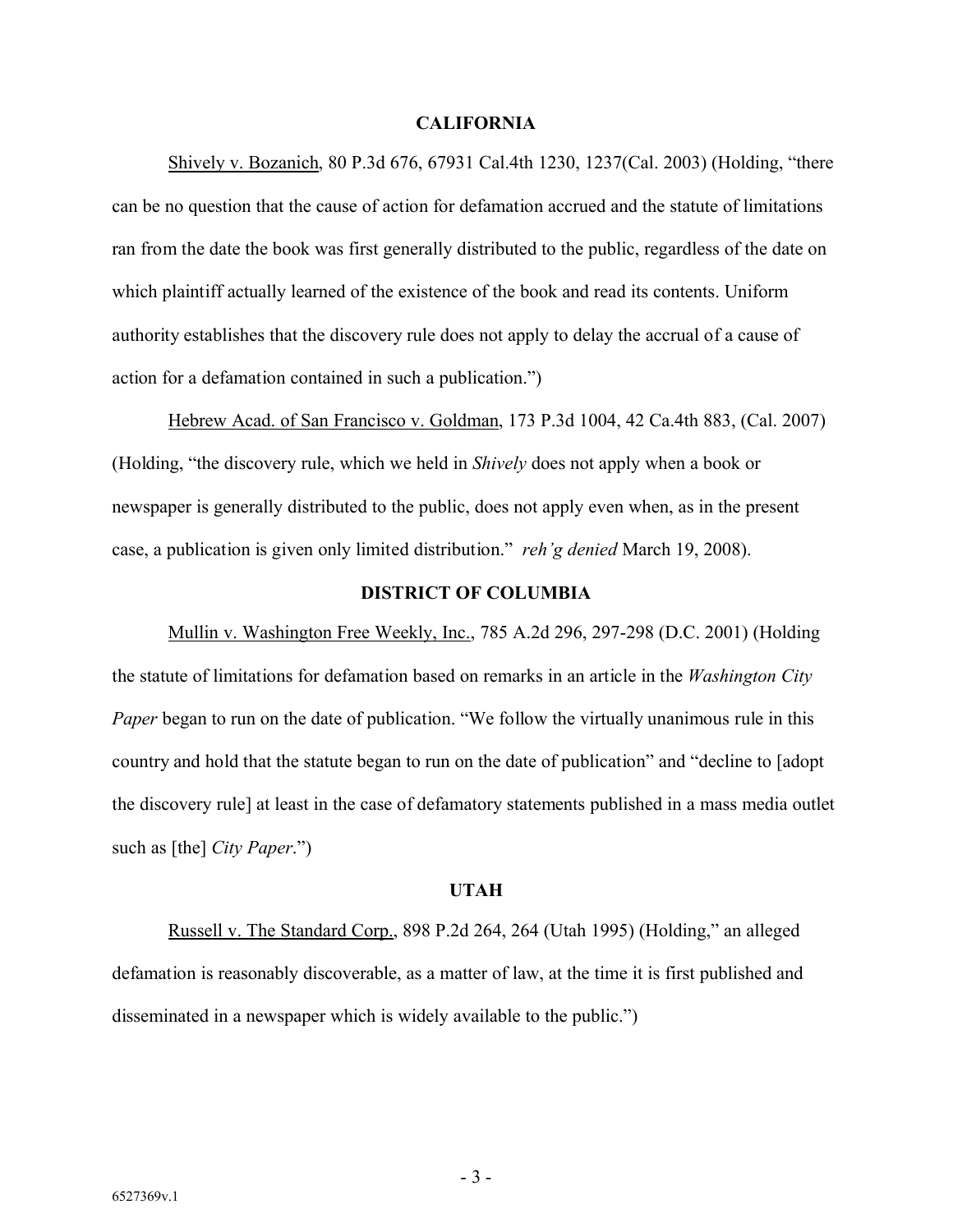## CALIFORNIA

Shively v. Bozanich, 80 P.3d 676, 67931 Cal.4th 1230, 1237(Cal. 2003) (Holding, "there can be no question that the cause of action for defamation accrued and the statute of limitations ran from the date the book was first generally distributed to the public, regardless of the date on which plaintiff actually learned of the existence of the book and read its contents. Uniform authority establishes that the discovery rule does not apply to delay the accrual of a cause of action for a defamation contained in such a publication.")

Hebrew Acad. of San Francisco v. Goldman, 173 P.3d 1004, 42 Ca.4th 883, (Cal. 2007) (Holding, "the discovery rule, which we held in *Shively* does not apply when a book or newspaper is generally distributed to the public, does not apply even when, as in the present case, a publication is given only limited distribution." *reh'g denied* March 19, 2008).

## DISTRICT OF COLUMBIA

Mullin v. Washington Free Weekly, Inc., 785 A.2d 296, 297-298 (D.C. 2001) (Holding the statute of limitations for defamation based on remarks in an article in the *Washington City Paper* began to run on the date of publication. "We follow the virtually unanimous rule in this country and hold that the statute began to run on the date of publication" and "decline to [adopt the discovery rule] at least in the case of defamatory statements published in a mass media outlet such as [the] *City Paper*.")

## UTAH

Russell v. The Standard Corp., 898 P.2d 264, 264 (Utah 1995) (Holding," an alleged defamation is reasonably discoverable, as a matter of law, at the time it is first published and disseminated in a newspaper which is widely available to the public.")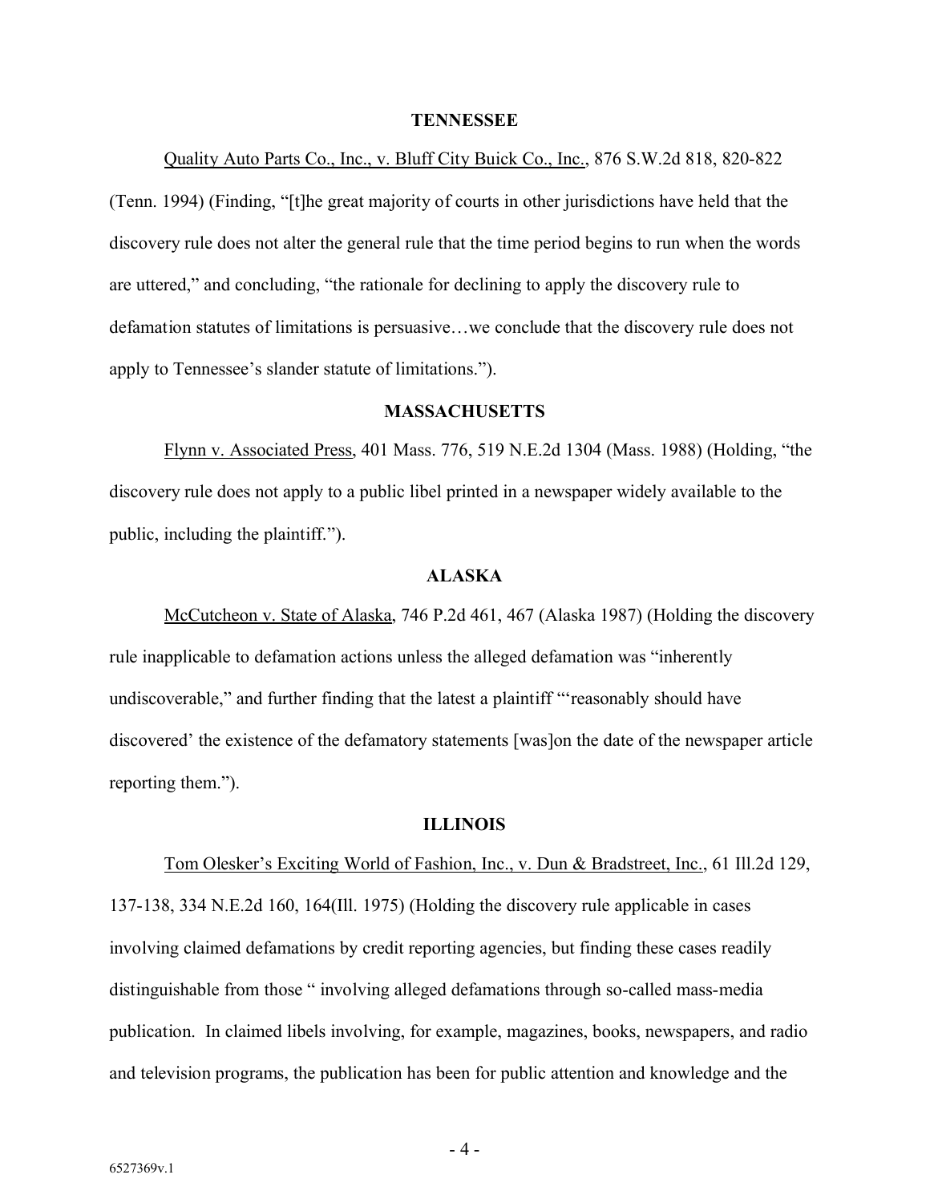**TENNESSEE**

Quality Auto Parts Co., Inc., v. Bluff City Buick Co., Inc., 876 S.W.2d 818, 820-822 (Tenn. 1994) (Finding, "[t]he great majority of courts in other jurisdictions have held that the discovery rule does not alter the general rule that the time period begins to run when the words are uttered," and concluding, "the rationale for declining to apply the discovery rule to defamation statutes of limitations is persuasive…we conclude that the discovery rule does not apply to Tennessee's slander statute of limitations.").

**MASSACHUSETTS**

Flynn v. Associated Press, 401 Mass. 776, 519 N.E.2d 1304 (Mass. 1988) (Holding, "the discovery rule does not apply to a public libel printed in a newspaper widely available to the public, including the plaintiff.").

**ALASKA**

McCutcheon v. State of Alaska, 746 P.2d 461, 467 (Alaska 1987) (Holding the discovery rule inapplicable to defamation actions unless the alleged defamation was "inherently undiscoverable," and further finding that the latest a plaintiff "'reasonably should have discovered' the existence of the defamatory statements [was]on the date of the newspaper article reporting them.").

**ILLINOIS**

Tom Olesker's Exciting World of Fashion, Inc., v. Dun & Bradstreet, Inc., 61 Ill.2d 129, 137-138, 334 N.E.2d 160, 164(Ill. 1975) (Holding the discovery rule applicable in cases involving claimed defamations by credit reporting agencies, but finding these cases readily distinguishable from those " involving alleged defamations through so-called mass-media publication. In claimed libels involving, for example, magazines, books, newspapers, and radio and television programs, the publication has been for public attention and knowledge and the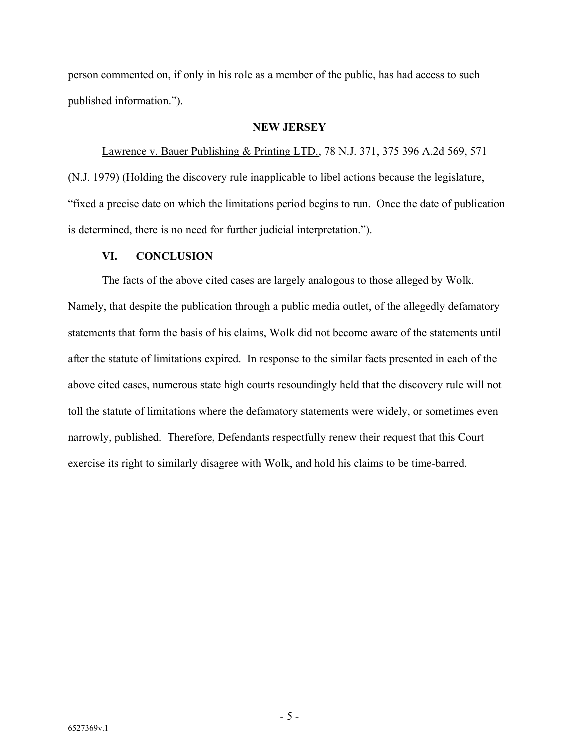person commented on, if only in his role as a member of the public, has had access to such published information.").

**NEW JERSEY**

Lawrence v. Bauer Publishing & Printing LTD., 78 N.J. 371, 375 396 A.2d 569, 571 (N.J. 1979) (Holding the discovery rule inapplicable to libel actions because the legislature, "fixed a precise date on which the limitations period begins to run. Once the date of publication is determined, there is no need for further judicial interpretation.").

## VI. CONCLUSION

The facts of the above cited cases are largely analogous to those alleged by Wolk. Namely, that despite the publication through a public media outlet, of the allegedly defamatory statements that form the basis of his claims, Wolk did not become aware of the statements until after the statute of limitations expired. In response to the similar facts presented in each of the above cited cases, numerous state high courts resoundingly held that the discovery rule will not toll the statute of limitations where the defamatory statements were widely, or sometimes even narrowly, published. Therefore, Defendants respectfully renew their request that this Court exercise its right to similarly disagree with Wolk, and hold his claims to be time-barred.

6527369v.1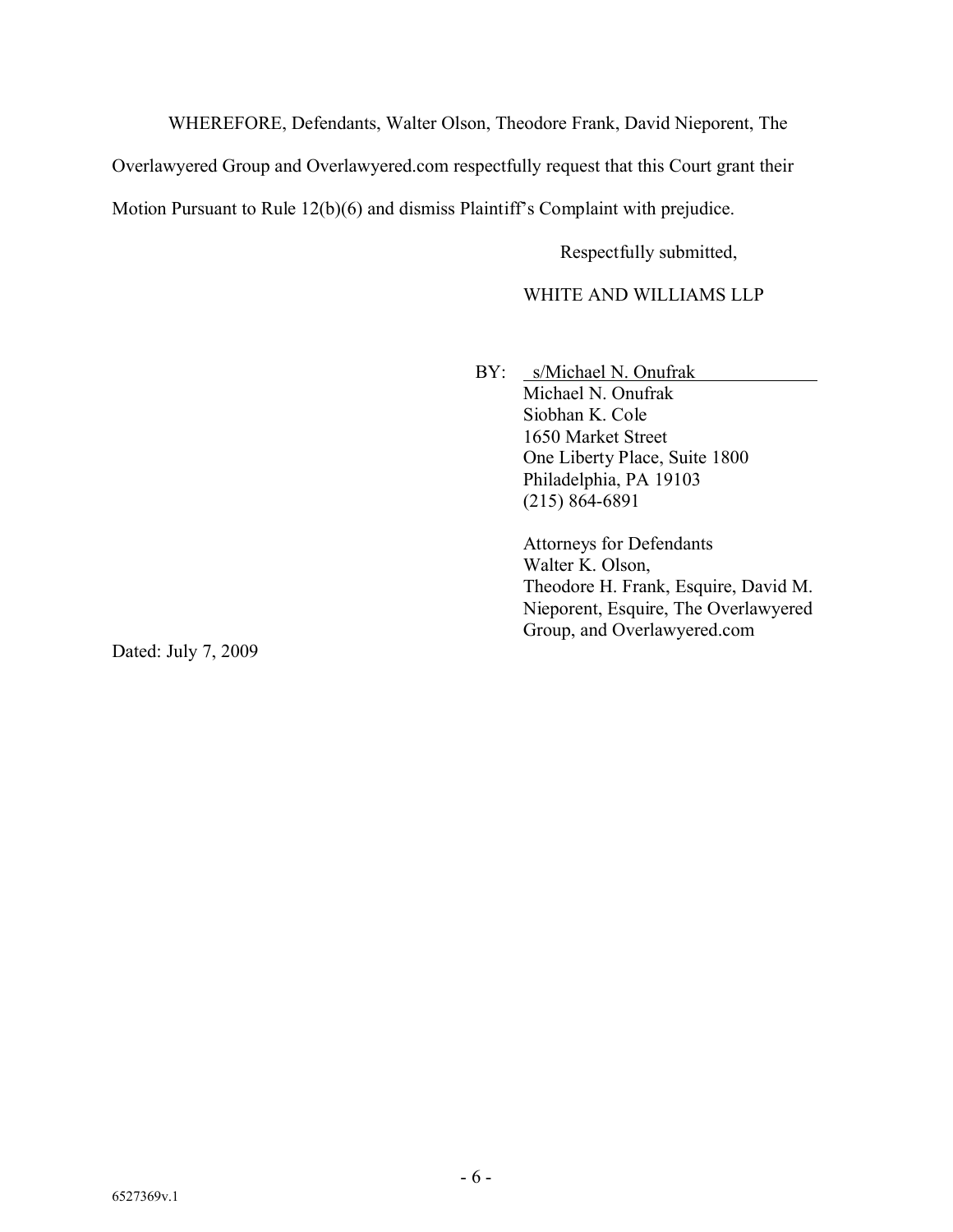WHEREFORE, Defendants, Walter Olson, Theodore Frank, David Nieporent, The Overlawyered Group and Overlawyered.com respectfully request that this Court grant their Motion Pursuant to Rule 12(b)(6) and dismiss Plaintiff's Complaint with prejudice.

Respectfully submitted,

WHITE AND WILLIAMS LLP

BY: s/Michael N. Onufrak
Michael N. Onufrak
Siobhan K. Cole
1650 Market Street
One Liberty Place, Suite 1800
Philadelphia, PA 19103
(215) 864-6891

Attorneys for Defendants
Walter K. Olson,
Theodore H. Frank, Esquire, David M. Nieporent, Esquire, The Overlawyered Group, and Overlawyered.com

Dated: July 7, 2009

6527369v.1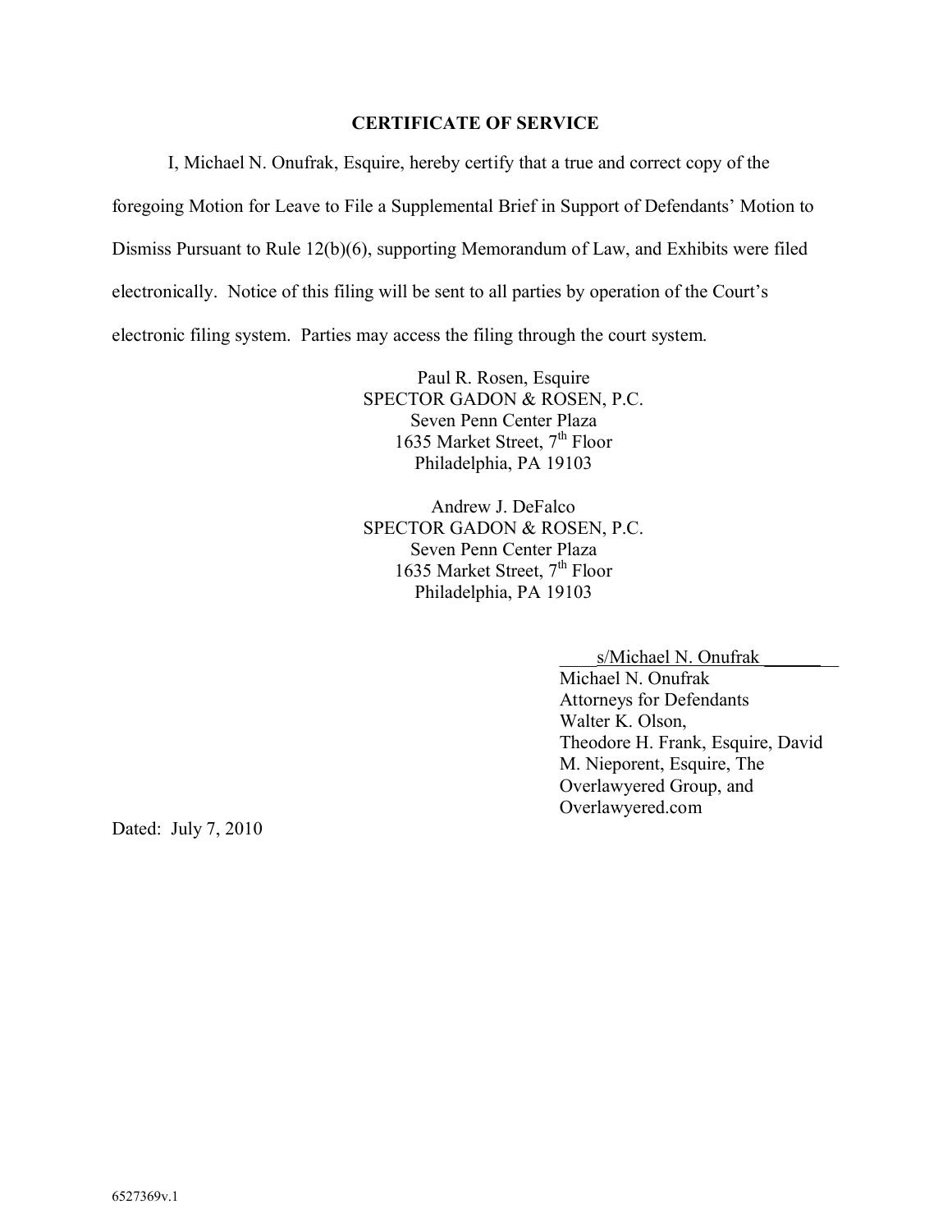## CERTIFICATE OF SERVICE

I, Michael N. Onufrak, Esquire, hereby certify that a true and correct copy of the foregoing Motion for Leave to File a Supplemental Brief in Support of Defendants' Motion to Dismiss Pursuant to Rule 12(b)(6), supporting Memorandum of Law, and Exhibits were filed electronically. Notice of this filing will be sent to all parties by operation of the Court's electronic filing system. Parties may access the filing through the court system.

Paul R. Rosen, Esquire
SPECTOR GADON & ROSEN, P.C.
Seven Penn Center Plaza
1635 Market Street, 7th Floor
Philadelphia, PA 19103

Andrew J. DeFalco
SPECTOR GADON & ROSEN, P.C.
Seven Penn Center Plaza
1635 Market Street, 7th Floor
Philadelphia, PA 19103

s/Michael N. Onufrak
Michael N. Onufrak
Attorneys for Defendants
Walter K. Olson,
Theodore H. Frank, Esquire, David M. Nieporent, Esquire, The Overlawyered Group, and Overlawyered.com

Dated: July 7, 2010

6527369v.1